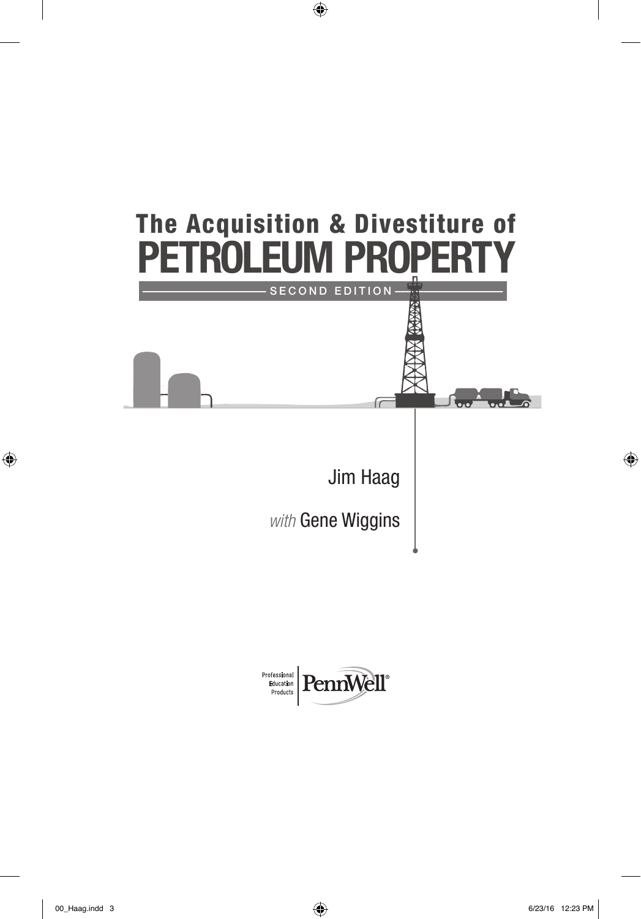# The Acquisition & Divestiture of PETROLEUM PROPERTY

SECOND EDITION

Jim Haag

*with* Gene Wiggins

Professional Education Products | PennWell®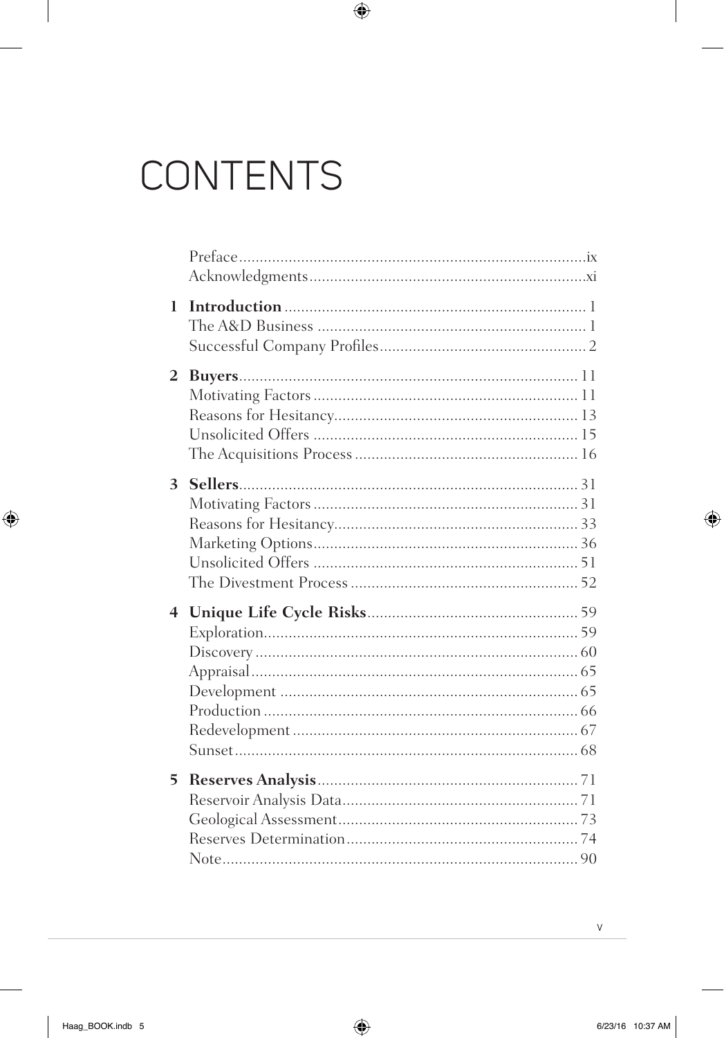# CONTENTS

Preface ix
Acknowledgments xi

**1 Introduction** 1
The A&D Business 1
Successful Company Profiles 2

**2 Buyers** 11
Motivating Factors 11
Reasons for Hesitancy 13
Unsolicited Offers 15
The Acquisitions Process 16

**3 Sellers** 31
Motivating Factors 31
Reasons for Hesitancy 33
Marketing Options 36
Unsolicited Offers 51
The Divestment Process 52

**4 Unique Life Cycle Risks** 59
Exploration 59
Discovery 60
Appraisal 65
Development 65
Production 66
Redevelopment 67
Sunset 68

**5 Reserves Analysis** 71
Reservoir Analysis Data 71
Geological Assessment 73
Reserves Determination 74
Note 90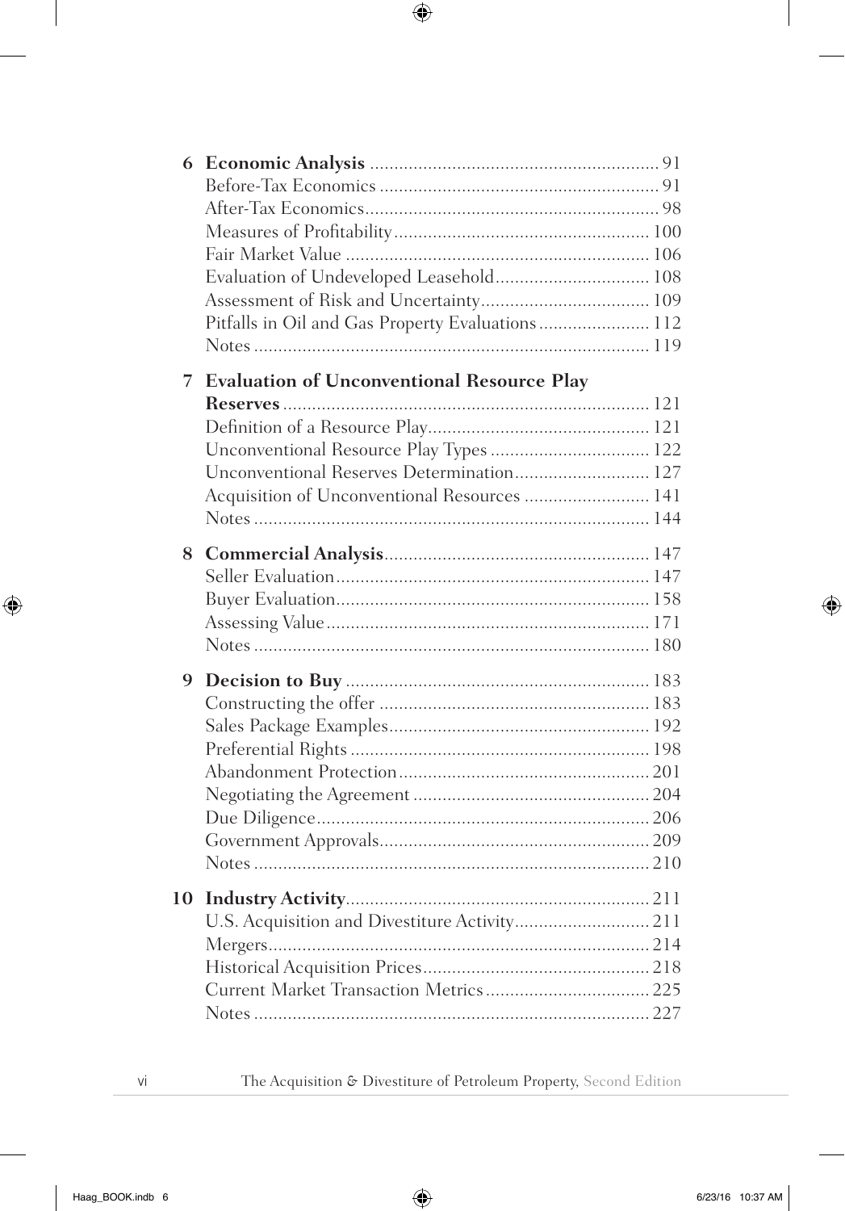**6 Economic Analysis** ... 91
- Before-Tax Economics ... 91
- After-Tax Economics ... 98
- Measures of Profitability ... 100
- Fair Market Value ... 106
- Evaluation of Undeveloped Leasehold ... 108
- Assessment of Risk and Uncertainty ... 109
- Pitfalls in Oil and Gas Property Evaluations ... 112
- Notes ... 119

**7 Evaluation of Unconventional Resource Play Reserves** ... 121
- Definition of a Resource Play ... 121
- Unconventional Resource Play Types ... 122
- Unconventional Reserves Determination ... 127
- Acquisition of Unconventional Resources ... 141
- Notes ... 144

**8 Commercial Analysis** ... 147
- Seller Evaluation ... 147
- Buyer Evaluation ... 158
- Assessing Value ... 171
- Notes ... 180

**9 Decision to Buy** ... 183
- Constructing the offer ... 183
- Sales Package Examples ... 192
- Preferential Rights ... 198
- Abandonment Protection ... 201
- Negotiating the Agreement ... 204
- Due Diligence ... 206
- Government Approvals ... 209
- Notes ... 210

**10 Industry Activity** ... 211
- U.S. Acquisition and Divestiture Activity ... 211
- Mergers ... 214
- Historical Acquisition Prices ... 218
- Current Market Transaction Metrics ... 225
- Notes ... 227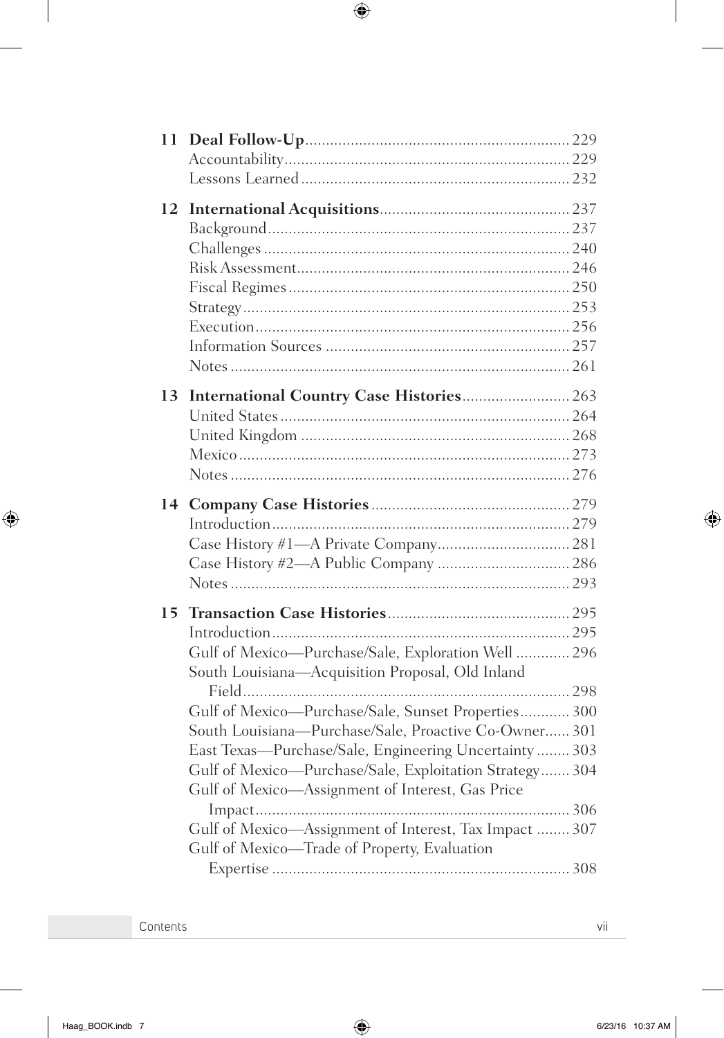**11 Deal Follow-Up** 229
- Accountability 229
- Lessons Learned 232

**12 International Acquisitions** 237
- Background 237
- Challenges 240
- Risk Assessment 246
- Fiscal Regimes 250
- Strategy 253
- Execution 256
- Information Sources 257
- Notes 261

**13 International Country Case Histories** 263
- United States 264
- United Kingdom 268
- Mexico 273
- Notes 276

**14 Company Case Histories** 279
- Introduction 279
- Case History #1—A Private Company 281
- Case History #2—A Public Company 286
- Notes 293

**15 Transaction Case Histories** 295
- Introduction 295
- Gulf of Mexico—Purchase/Sale, Exploration Well 296
- South Louisiana—Acquisition Proposal, Old Inland Field 298
- Gulf of Mexico—Purchase/Sale, Sunset Properties 300
- South Louisiana—Purchase/Sale, Proactive Co-Owner 301
- East Texas—Purchase/Sale, Engineering Uncertainty 303
- Gulf of Mexico—Purchase/Sale, Exploitation Strategy 304
- Gulf of Mexico—Assignment of Interest, Gas Price Impact 306
- Gulf of Mexico—Assignment of Interest, Tax Impact 307
- Gulf of Mexico—Trade of Property, Evaluation Expertise 308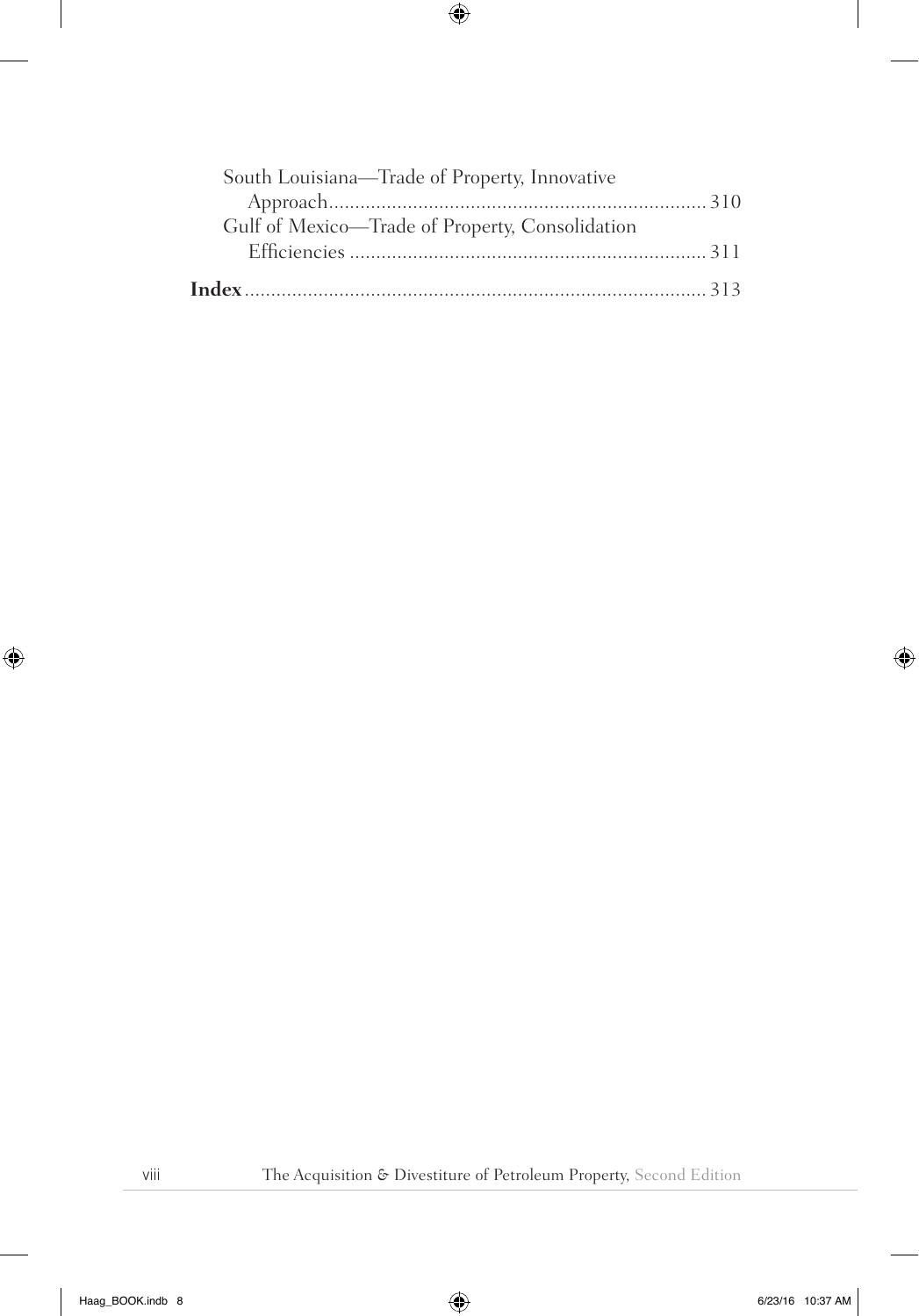South Louisiana—Trade of Property, Innovative Approach........................................................................ 310

Gulf of Mexico—Trade of Property, Consolidation Efficiencies .................................................................... 311

**Index**....................................................................................... 313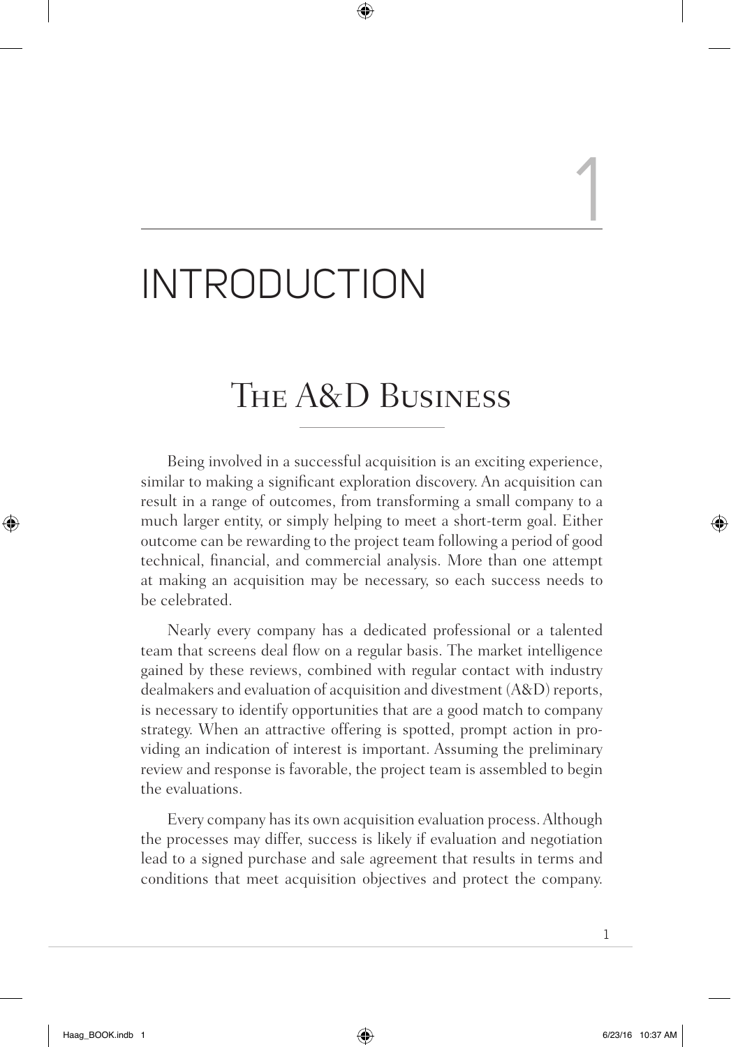# 1

# INTRODUCTION

## The A&D Business

Being involved in a successful acquisition is an exciting experience, similar to making a significant exploration discovery. An acquisition can result in a range of outcomes, from transforming a small company to a much larger entity, or simply helping to meet a short-term goal. Either outcome can be rewarding to the project team following a period of good technical, financial, and commercial analysis. More than one attempt at making an acquisition may be necessary, so each success needs to be celebrated.

Nearly every company has a dedicated professional or a talented team that screens deal flow on a regular basis. The market intelligence gained by these reviews, combined with regular contact with industry dealmakers and evaluation of acquisition and divestment (A&D) reports, is necessary to identify opportunities that are a good match to company strategy. When an attractive offering is spotted, prompt action in providing an indication of interest is important. Assuming the preliminary review and response is favorable, the project team is assembled to begin the evaluations.

Every company has its own acquisition evaluation process. Although the processes may differ, success is likely if evaluation and negotiation lead to a signed purchase and sale agreement that results in terms and conditions that meet acquisition objectives and protect the company.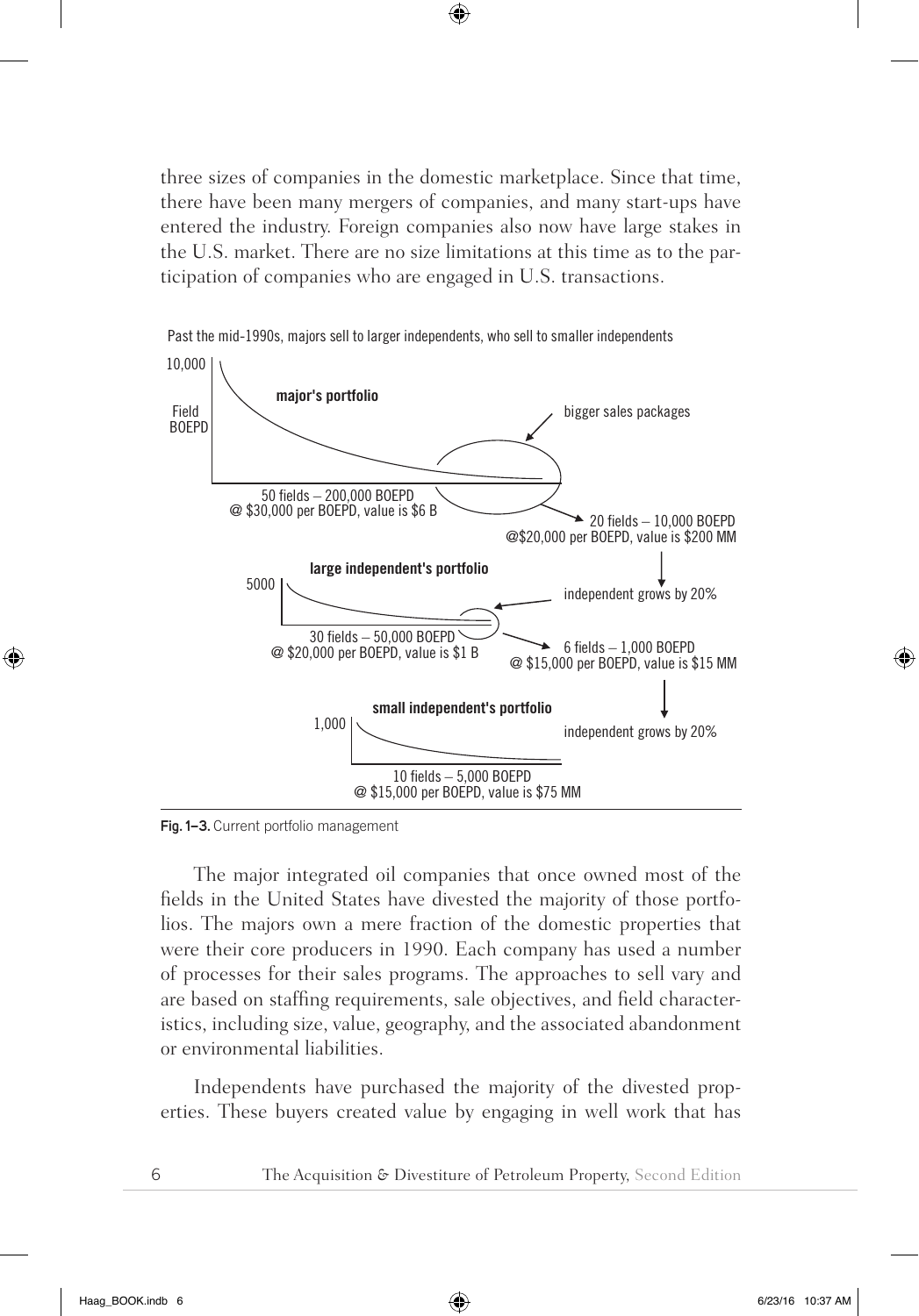three sizes of companies in the domestic marketplace. Since that time, there have been many mergers of companies, and many start-ups have entered the industry. Foreign companies also now have large stakes in the U.S. market. There are no size limitations at this time as to the participation of companies who are engaged in U.S. transactions.

Past the mid-1990s, majors sell to larger independents, who sell to smaller independents

10,000

Field BOEPD

**major's portfolio**

bigger sales packages

50 fields – 200,000 BOEPD
@ $30,000 per BOEPD, value is $6 B

20 fields – 10,000 BOEPD
@$20,000 per BOEPD, value is $200 MM

**large independent's portfolio**

5000

independent grows by 20%

30 fields – 50,000 BOEPD
@ $20,000 per BOEPD, value is $1 B

6 fields – 1,000 BOEPD
@ $15,000 per BOEPD, value is $15 MM

**small independent's portfolio**

1,000

independent grows by 20%

10 fields – 5,000 BOEPD
@ $15,000 per BOEPD, value is $75 MM

**Fig. 1–3.** Current portfolio management

The major integrated oil companies that once owned most of the fields in the United States have divested the majority of those portfolios. The majors own a mere fraction of the domestic properties that were their core producers in 1990. Each company has used a number of processes for their sales programs. The approaches to sell vary and are based on staffing requirements, sale objectives, and field characteristics, including size, value, geography, and the associated abandonment or environmental liabilities.

Independents have purchased the majority of the divested properties. These buyers created value by engaging in well work that has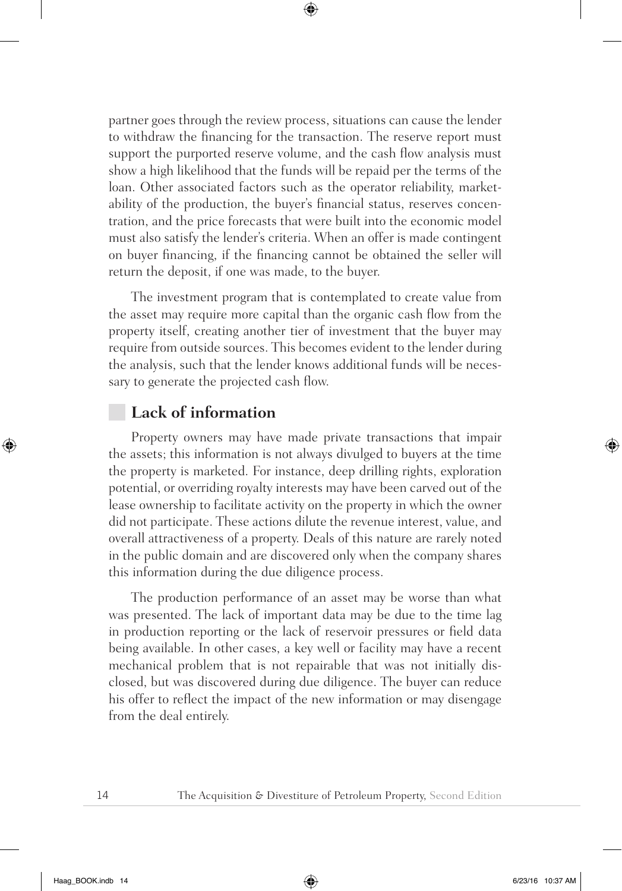partner goes through the review process, situations can cause the lender to withdraw the financing for the transaction. The reserve report must support the purported reserve volume, and the cash flow analysis must show a high likelihood that the funds will be repaid per the terms of the loan. Other associated factors such as the operator reliability, marketability of the production, the buyer's financial status, reserves concentration, and the price forecasts that were built into the economic model must also satisfy the lender's criteria. When an offer is made contingent on buyer financing, if the financing cannot be obtained the seller will return the deposit, if one was made, to the buyer.

The investment program that is contemplated to create value from the asset may require more capital than the organic cash flow from the property itself, creating another tier of investment that the buyer may require from outside sources. This becomes evident to the lender during the analysis, such that the lender knows additional funds will be necessary to generate the projected cash flow.

## Lack of information

Property owners may have made private transactions that impair the assets; this information is not always divulged to buyers at the time the property is marketed. For instance, deep drilling rights, exploration potential, or overriding royalty interests may have been carved out of the lease ownership to facilitate activity on the property in which the owner did not participate. These actions dilute the revenue interest, value, and overall attractiveness of a property. Deals of this nature are rarely noted in the public domain and are discovered only when the company shares this information during the due diligence process.

The production performance of an asset may be worse than what was presented. The lack of important data may be due to the time lag in production reporting or the lack of reservoir pressures or field data being available. In other cases, a key well or facility may have a recent mechanical problem that is not repairable that was not initially disclosed, but was discovered during due diligence. The buyer can reduce his offer to reflect the impact of the new information or may disengage from the deal entirely.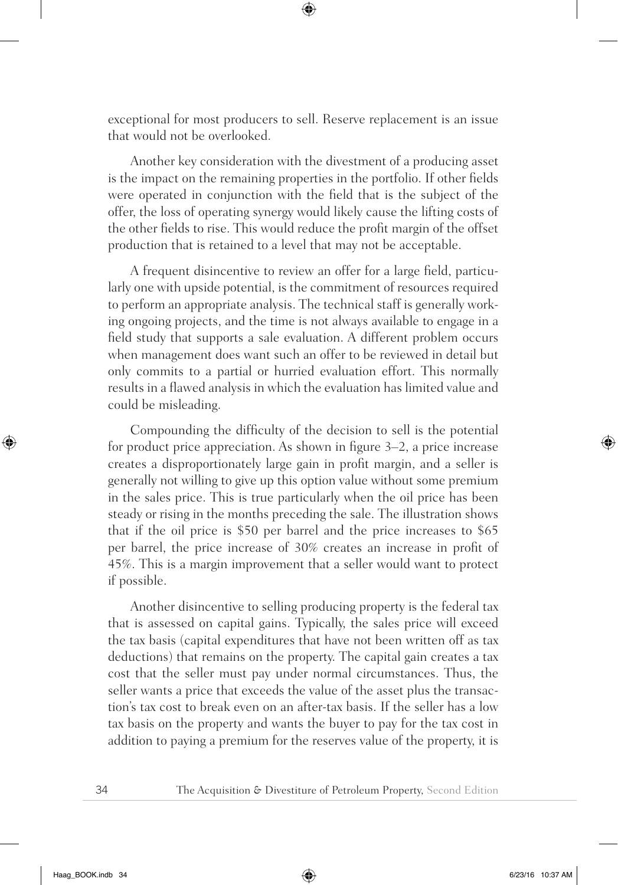exceptional for most producers to sell. Reserve replacement is an issue that would not be overlooked.

Another key consideration with the divestment of a producing asset is the impact on the remaining properties in the portfolio. If other fields were operated in conjunction with the field that is the subject of the offer, the loss of operating synergy would likely cause the lifting costs of the other fields to rise. This would reduce the profit margin of the offset production that is retained to a level that may not be acceptable.

A frequent disincentive to review an offer for a large field, particularly one with upside potential, is the commitment of resources required to perform an appropriate analysis. The technical staff is generally working ongoing projects, and the time is not always available to engage in a field study that supports a sale evaluation. A different problem occurs when management does want such an offer to be reviewed in detail but only commits to a partial or hurried evaluation effort. This normally results in a flawed analysis in which the evaluation has limited value and could be misleading.

Compounding the difficulty of the decision to sell is the potential for product price appreciation. As shown in figure 3–2, a price increase creates a disproportionately large gain in profit margin, and a seller is generally not willing to give up this option value without some premium in the sales price. This is true particularly when the oil price has been steady or rising in the months preceding the sale. The illustration shows that if the oil price is $50 per barrel and the price increases to $65 per barrel, the price increase of 30% creates an increase in profit of 45%. This is a margin improvement that a seller would want to protect if possible.

Another disincentive to selling producing property is the federal tax that is assessed on capital gains. Typically, the sales price will exceed the tax basis (capital expenditures that have not been written off as tax deductions) that remains on the property. The capital gain creates a tax cost that the seller must pay under normal circumstances. Thus, the seller wants a price that exceeds the value of the asset plus the transaction's tax cost to break even on an after-tax basis. If the seller has a low tax basis on the property and wants the buyer to pay for the tax cost in addition to paying a premium for the reserves value of the property, it is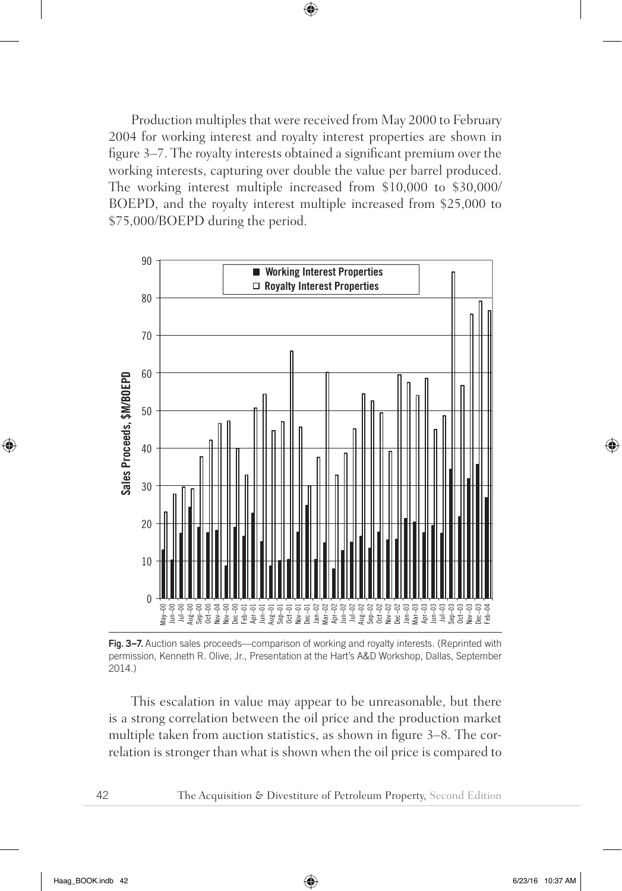Production multiples that were received from May 2000 to February 2004 for working interest and royalty interest properties are shown in figure 3–7. The royalty interests obtained a significant premium over the working interests, capturing over double the value per barrel produced. The working interest multiple increased from \$10,000 to \$30,000/BOEPD, and the royalty interest multiple increased from \$25,000 to \$75,000/BOEPD during the period.

**Fig. 3–7.** Auction sales proceeds—comparison of working and royalty interests. (Reprinted with permission, Kenneth R. Olive, Jr., Presentation at the Hart's A&D Workshop, Dallas, September 2014.)

This escalation in value may appear to be unreasonable, but there is a strong correlation between the oil price and the production market multiple taken from auction statistics, as shown in figure 3–8. The correlation is stronger than what is shown when the oil price is compared to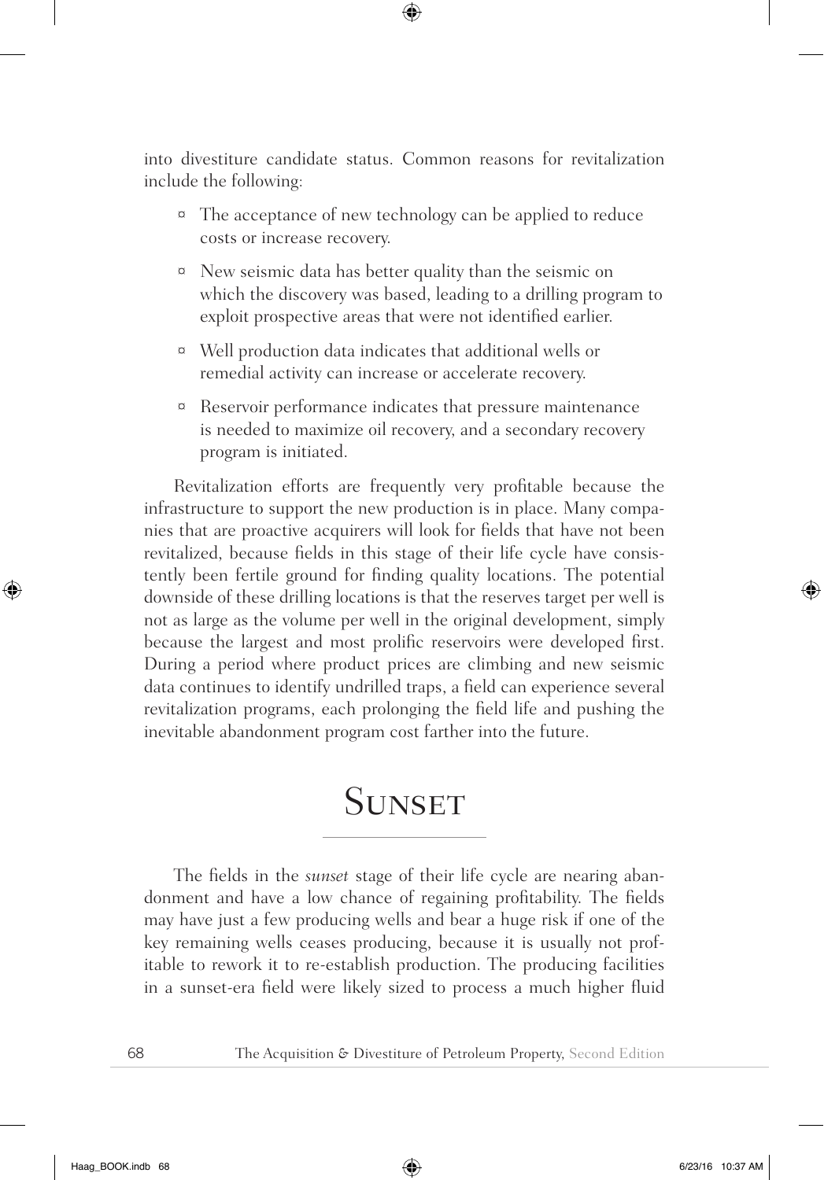into divestiture candidate status. Common reasons for revitalization include the following:

- The acceptance of new technology can be applied to reduce costs or increase recovery.
- New seismic data has better quality than the seismic on which the discovery was based, leading to a drilling program to exploit prospective areas that were not identified earlier.
- Well production data indicates that additional wells or remedial activity can increase or accelerate recovery.
- Reservoir performance indicates that pressure maintenance is needed to maximize oil recovery, and a secondary recovery program is initiated.

Revitalization efforts are frequently very profitable because the infrastructure to support the new production is in place. Many companies that are proactive acquirers will look for fields that have not been revitalized, because fields in this stage of their life cycle have consistently been fertile ground for finding quality locations. The potential downside of these drilling locations is that the reserves target per well is not as large as the volume per well in the original development, simply because the largest and most prolific reservoirs were developed first. During a period where product prices are climbing and new seismic data continues to identify undrilled traps, a field can experience several revitalization programs, each prolonging the field life and pushing the inevitable abandonment program cost farther into the future.

## Sunset

The fields in the *sunset* stage of their life cycle are nearing abandonment and have a low chance of regaining profitability. The fields may have just a few producing wells and bear a huge risk if one of the key remaining wells ceases producing, because it is usually not profitable to rework it to re-establish production. The producing facilities in a sunset-era field were likely sized to process a much higher fluid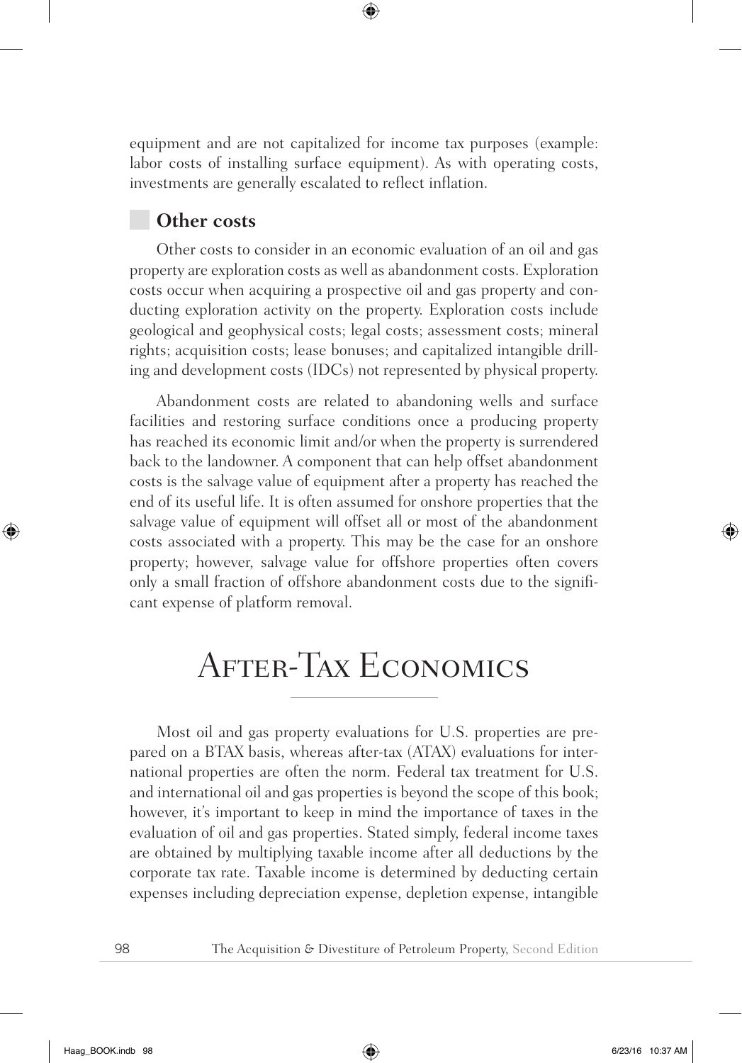equipment and are not capitalized for income tax purposes (example: labor costs of installing surface equipment). As with operating costs, investments are generally escalated to reflect inflation.

### Other costs

Other costs to consider in an economic evaluation of an oil and gas property are exploration costs as well as abandonment costs. Exploration costs occur when acquiring a prospective oil and gas property and conducting exploration activity on the property. Exploration costs include geological and geophysical costs; legal costs; assessment costs; mineral rights; acquisition costs; lease bonuses; and capitalized intangible drilling and development costs (IDCs) not represented by physical property.

Abandonment costs are related to abandoning wells and surface facilities and restoring surface conditions once a producing property has reached its economic limit and/or when the property is surrendered back to the landowner. A component that can help offset abandonment costs is the salvage value of equipment after a property has reached the end of its useful life. It is often assumed for onshore properties that the salvage value of equipment will offset all or most of the abandonment costs associated with a property. This may be the case for an onshore property; however, salvage value for offshore properties often covers only a small fraction of offshore abandonment costs due to the significant expense of platform removal.

## After-Tax Economics

Most oil and gas property evaluations for U.S. properties are prepared on a BTAX basis, whereas after-tax (ATAX) evaluations for international properties are often the norm. Federal tax treatment for U.S. and international oil and gas properties is beyond the scope of this book; however, it's important to keep in mind the importance of taxes in the evaluation of oil and gas properties. Stated simply, federal income taxes are obtained by multiplying taxable income after all deductions by the corporate tax rate. Taxable income is determined by deducting certain expenses including depreciation expense, depletion expense, intangible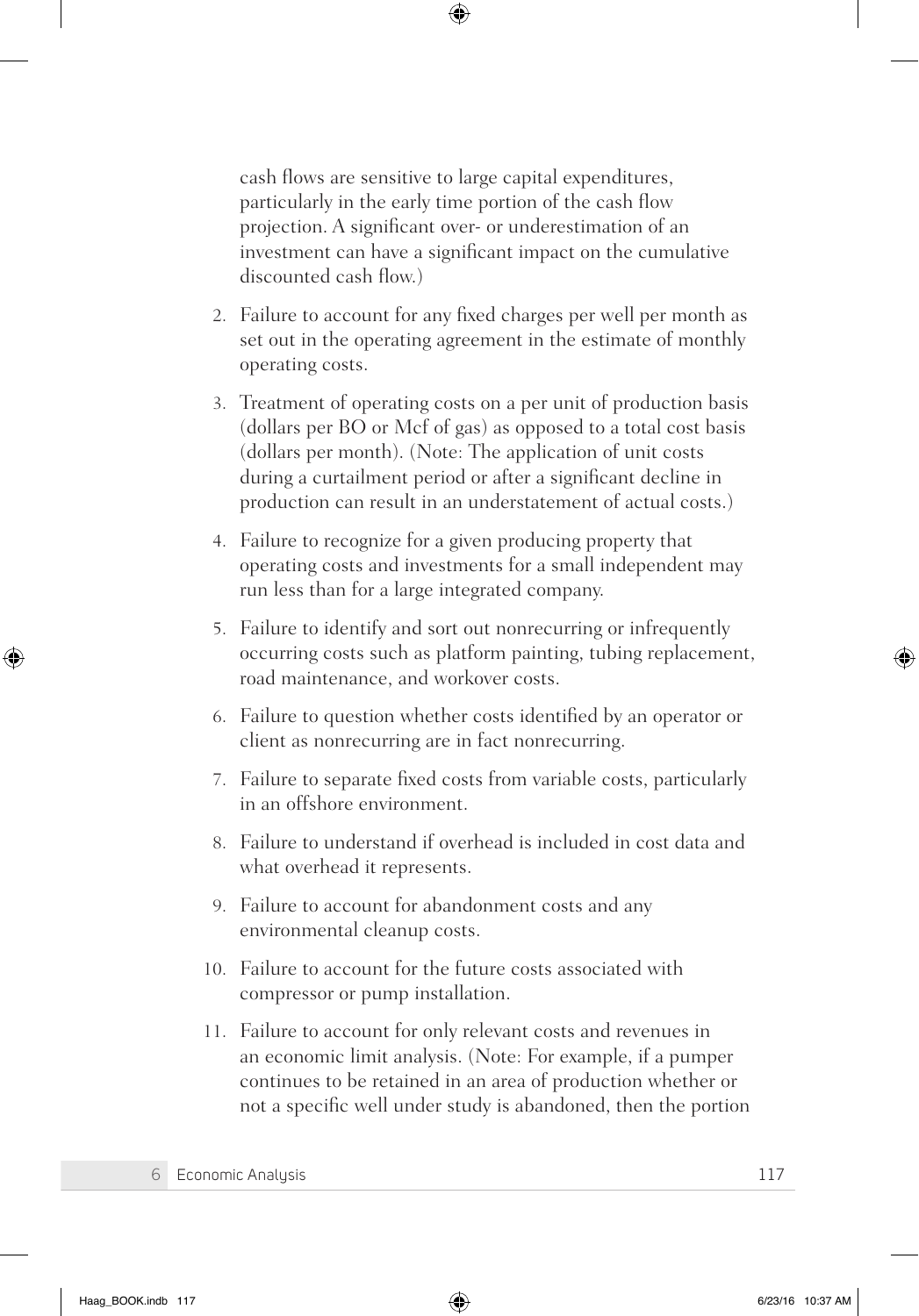cash flows are sensitive to large capital expenditures, particularly in the early time portion of the cash flow projection. A significant over- or underestimation of an investment can have a significant impact on the cumulative discounted cash flow.)

2. Failure to account for any fixed charges per well per month as set out in the operating agreement in the estimate of monthly operating costs.

3. Treatment of operating costs on a per unit of production basis (dollars per BO or Mcf of gas) as opposed to a total cost basis (dollars per month). (Note: The application of unit costs during a curtailment period or after a significant decline in production can result in an understatement of actual costs.)

4. Failure to recognize for a given producing property that operating costs and investments for a small independent may run less than for a large integrated company.

5. Failure to identify and sort out nonrecurring or infrequently occurring costs such as platform painting, tubing replacement, road maintenance, and workover costs.

6. Failure to question whether costs identified by an operator or client as nonrecurring are in fact nonrecurring.

7. Failure to separate fixed costs from variable costs, particularly in an offshore environment.

8. Failure to understand if overhead is included in cost data and what overhead it represents.

9. Failure to account for abandonment costs and any environmental cleanup costs.

10. Failure to account for the future costs associated with compressor or pump installation.

11. Failure to account for only relevant costs and revenues in an economic limit analysis. (Note: For example, if a pumper continues to be retained in an area of production whether or not a specific well under study is abandoned, then the portion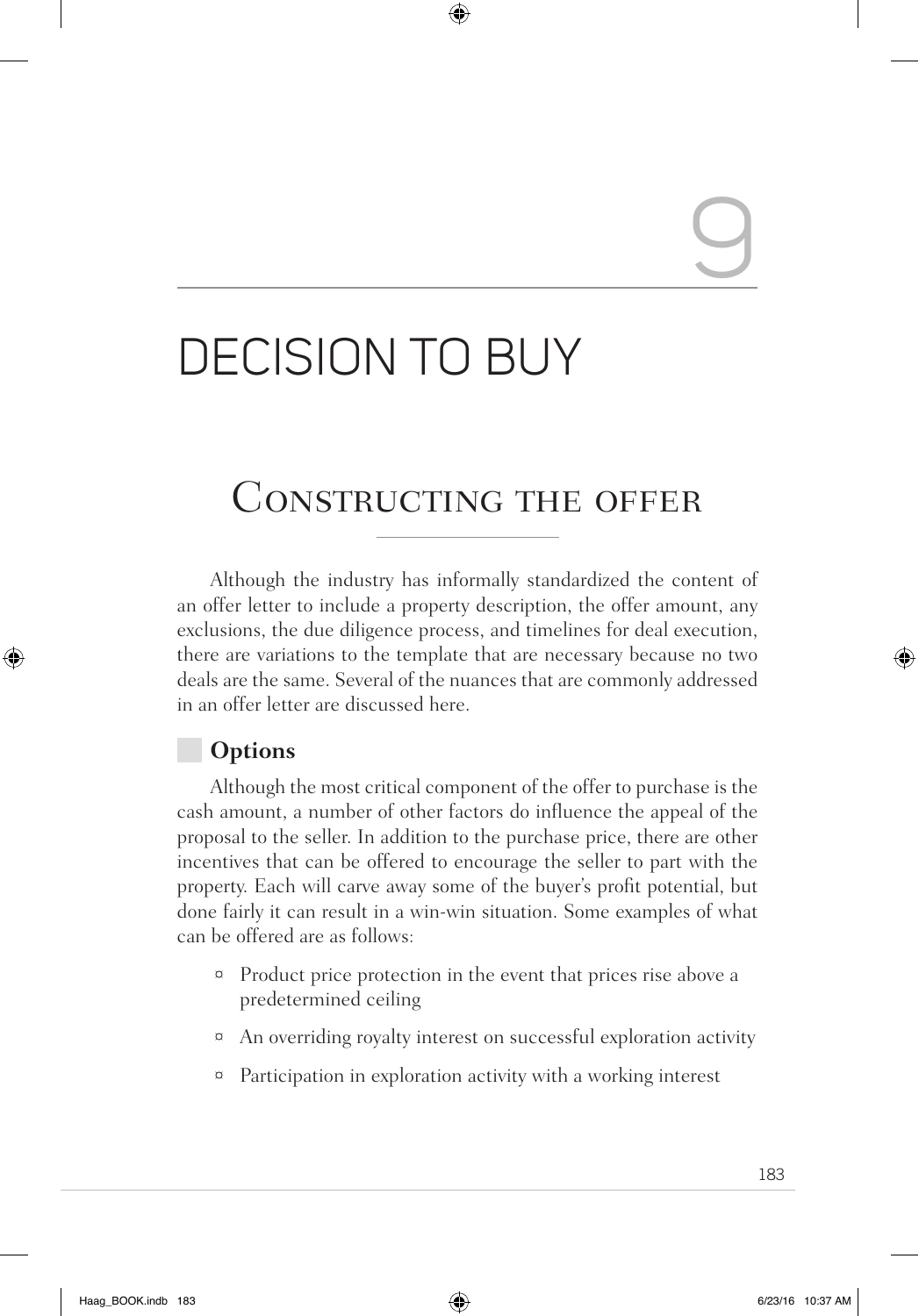# 9

# DECISION TO BUY

## Constructing the offer

Although the industry has informally standardized the content of an offer letter to include a property description, the offer amount, any exclusions, the due diligence process, and timelines for deal execution, there are variations to the template that are necessary because no two deals are the same. Several of the nuances that are commonly addressed in an offer letter are discussed here.

### Options

Although the most critical component of the offer to purchase is the cash amount, a number of other factors do influence the appeal of the proposal to the seller. In addition to the purchase price, there are other incentives that can be offered to encourage the seller to part with the property. Each will carve away some of the buyer's profit potential, but done fairly it can result in a win-win situation. Some examples of what can be offered are as follows:

- Product price protection in the event that prices rise above a predetermined ceiling
- An overriding royalty interest on successful exploration activity
- Participation in exploration activity with a working interest